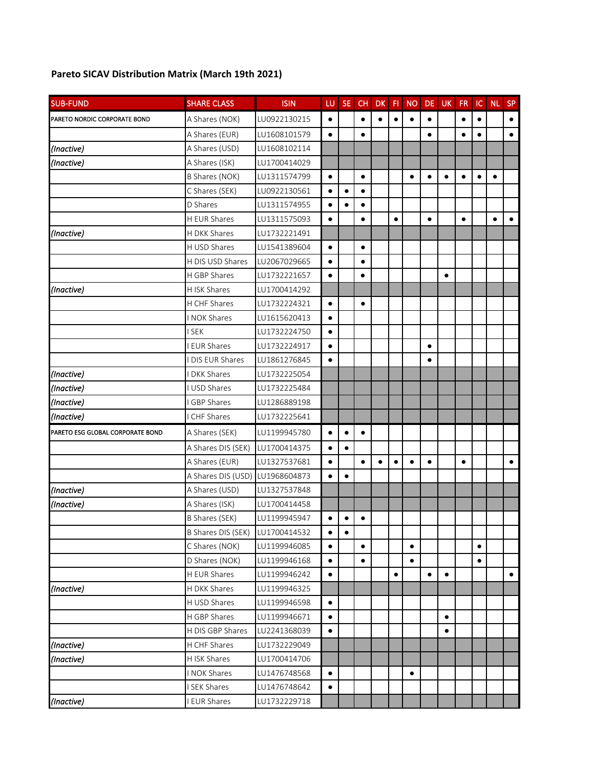**Pareto SICAV Distribution Matrix (March 19th 2021)**

| SUB-FUND | SHARE CLASS | ISIN | LU | SE | CH | DK | FI | NO | DE | UK | FR | IC | NL | SP |
|---|---|---|---|---|---|---|---|---|---|---|---|---|---|---|
| PARETO NORDIC CORPORATE BOND | A Shares (NOK) | LU0922130215 | ● | | ● | ● | ● | ● | ● | | ● | ● | | ● |
| | A Shares (EUR) | LU1608101579 | ● | | ● | | | | ● | | ● | ● | | ● |
| *(Inactive)* | A Shares (USD) | LU1608102114 | | | | | | | | | | | | |
| *(Inactive)* | A Shares (ISK) | LU1700414029 | | | | | | | | | | | | |
| | B Shares (NOK) | LU1311574799 | ● | | ● | | | ● | ● | ● | ● | ● | ● | |
| | C Shares (SEK) | LU0922130561 | ● | ● | ● | | | | | | | | | |
| | D Shares | LU1311574955 | ● | ● | ● | | | | | | | | | |
| | H EUR Shares | LU1311575093 | ● | | ● | | ● | | ● | | ● | | ● | ● |
| *(Inactive)* | H DKK Shares | LU1732221491 | | | | | | | | | | | | |
| | H USD Shares | LU1541389604 | ● | | ● | | | | | | | | | |
| | H DIS USD Shares | LU2067029665 | ● | | ● | | | | | | | | | |
| | H GBP Shares | LU1732221657 | ● | | ● | | | | | ● | | | | |
| *(Inactive)* | H ISK Shares | LU1700414292 | | | | | | | | | | | | |
| | H CHF Shares | LU1732224321 | ● | | ● | | | | | | | | | |
| | I NOK Shares | LU1615620413 | ● | | | | | | | | | | | |
| | I SEK | LU1732224750 | ● | | | | | | | | | | | |
| | I EUR Shares | LU1732224917 | ● | | | | | | ● | | | | | |
| | I DIS EUR Shares | LU1861276845 | ● | | | | | | ● | | | | | |
| *(Inactive)* | I DKK Shares | LU1732225054 | | | | | | | | | | | | |
| *(Inactive)* | I USD Shares | LU1732225484 | | | | | | | | | | | | |
| *(Inactive)* | I GBP Shares | LU1286889198 | | | | | | | | | | | | |
| *(Inactive)* | I CHF Shares | LU1732225641 | | | | | | | | | | | | |
| PARETO ESG GLOBAL CORPORATE BOND | A Shares (SEK) | LU1199945780 | ● | ● | ● | | | | | | | | | |
| | A Shares DIS (SEK) | LU1700414375 | ● | ● | | | | | | | | | | |
| | A Shares (EUR) | LU1327537681 | ● | | ● | ● | ● | ● | ● | | ● | | | ● |
| | A Shares DIS (USD) | LU1968604873 | ● | ● | | | | | | | | | | |
| *(Inactive)* | A Shares (USD) | LU1327537848 | | | | | | | | | | | | |
| *(Inactive)* | A Shares (ISK) | LU1700414458 | | | | | | | | | | | | |
| | B Shares (SEK) | LU1199945947 | ● | ● | ● | | | | | | | | | |
| | B Shares DIS (SEK) | LU1700414532 | ● | ● | | | | | | | | | | |
| | C Shares (NOK) | LU1199946085 | ● | | ● | | | ● | | | | ● | | |
| | D Shares (NOK) | LU1199946168 | ● | | ● | | | ● | | | | ● | | |
| | H EUR Shares | LU1199946242 | ● | | | | ● | | ● | ● | | | | ● |
| *(Inactive)* | H DKK Shares | LU1199946325 | | | | | | | | | | | | |
| | H USD Shares | LU1199946598 | ● | | | | | | | | | | | |
| | H GBP Shares | LU1199946671 | ● | | | | | | | ● | | | | |
| | H DIS GBP Shares | LU2241368039 | ● | | | | | | | ● | | | | |
| *(Inactive)* | H CHF Shares | LU1732229049 | | | | | | | | | | | | |
| *(Inactive)* | H ISK Shares | LU1700414706 | | | | | | | | | | | | |
| | I NOK Shares | LU1476748568 | ● | | | | | ● | | | | | | |
| | I SEK Shares | LU1476748642 | ● | | | | | | | | | | | |
| *(Inactive)* | I EUR Shares | LU1732229718 | | | | | | | | | | | | |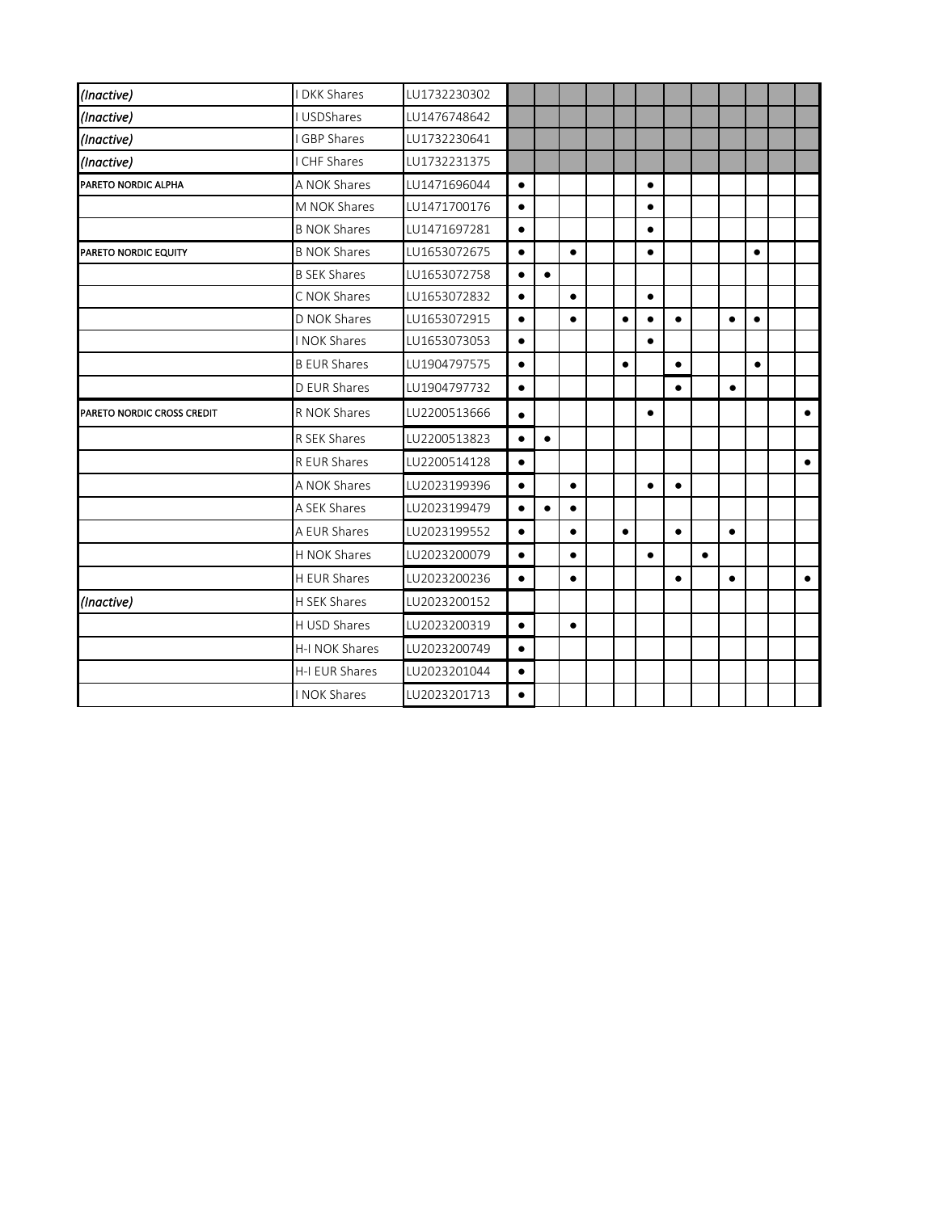| | | | | | | | | | | | | | | |
|---|---|---|---|---|---|---|---|---|---|---|---|---|---|---|
| *(Inactive)* | I DKK Shares | LU1732230302 | | | | | | | | | | | | |
| *(Inactive)* | I USDShares | LU1476748642 | | | | | | | | | | | | |
| *(Inactive)* | I GBP Shares | LU1732230641 | | | | | | | | | | | | |
| *(Inactive)* | I CHF Shares | LU1732231375 | | | | | | | | | | | | |
| PARETO NORDIC ALPHA | A NOK Shares | LU1471696044 | ● | | | | | ● | | | | | | |
| | M NOK Shares | LU1471700176 | ● | | | | | ● | | | | | | |
| | B NOK Shares | LU1471697281 | ● | | | | | ● | | | | | | |
| PARETO NORDIC EQUITY | B NOK Shares | LU1653072675 | ● | | ● | | | ● | | | | ● | | |
| | B SEK Shares | LU1653072758 | ● | ● | | | | | | | | | | |
| | C NOK Shares | LU1653072832 | ● | | ● | | | ● | | | | | | |
| | D NOK Shares | LU1653072915 | ● | | ● | | ● | ● | ● | | ● | ● | | |
| | I NOK Shares | LU1653073053 | ● | | | | | ● | | | | | | |
| | B EUR Shares | LU1904797575 | ● | | | | ● | | ● | | | ● | | |
| | D EUR Shares | LU1904797732 | ● | | | | | | ● | | ● | | | |
| PARETO NORDIC CROSS CREDIT | R NOK Shares | LU2200513666 | ● | | | | | ● | | | | | | ● |
| | R SEK Shares | LU2200513823 | ● | ● | | | | | | | | | | |
| | R EUR Shares | LU2200514128 | ● | | | | | | | | | | | ● |
| | A NOK Shares | LU2023199396 | ● | | ● | | | ● | ● | | | | | |
| | A SEK Shares | LU2023199479 | ● | ● | ● | | | | | | | | | |
| | A EUR Shares | LU2023199552 | ● | | ● | | ● | | ● | | ● | | | |
| | H NOK Shares | LU2023200079 | ● | | ● | | | ● | | ● | | | | |
| | H EUR Shares | LU2023200236 | ● | | ● | | | | ● | | ● | | | ● |
| *(Inactive)* | H SEK Shares | LU2023200152 | | | | | | | | | | | | |
| | H USD Shares | LU2023200319 | ● | | ● | | | | | | | | | |
| | H-I NOK Shares | LU2023200749 | ● | | | | | | | | | | | |
| | H-I EUR Shares | LU2023201044 | ● | | | | | | | | | | | |
| | I NOK Shares | LU2023201713 | ● | | | | | | | | | | | |